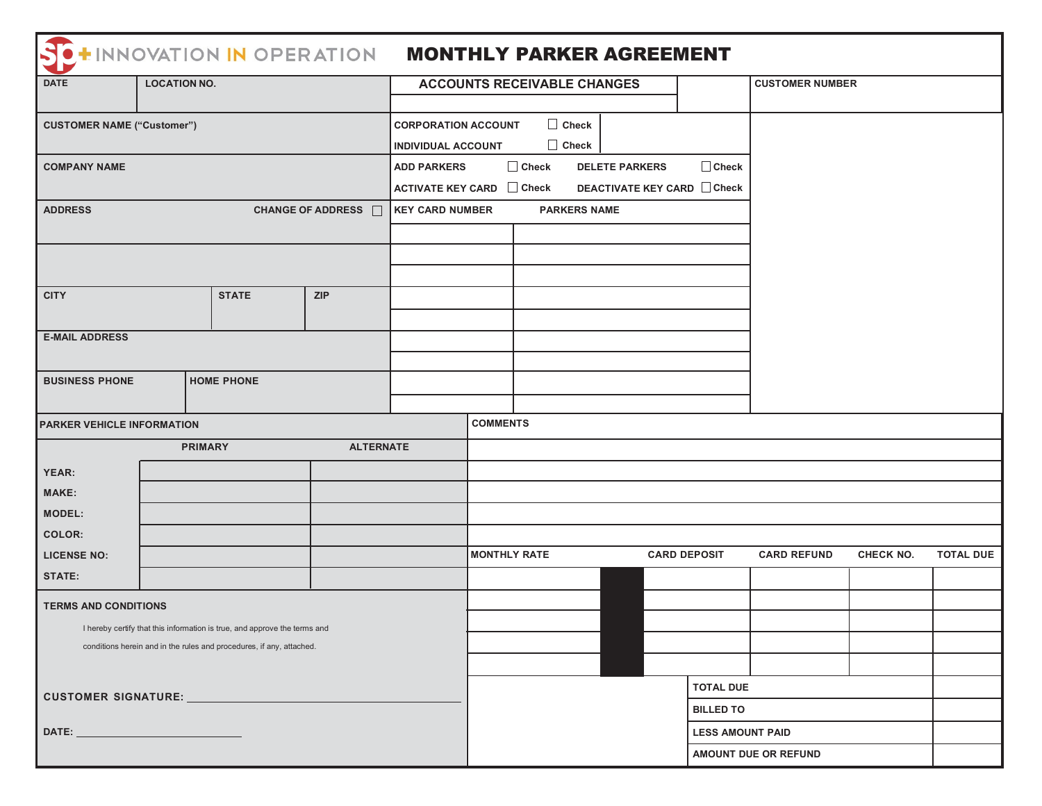SP+ INNOVATION IN OPERATION

# MONTHLY PARKER AGREEMENT

| DATE | LOCATION NO. |
|---|---|
| | |

**ACCOUNTS RECEIVABLE CHANGES**

**CUSTOMER NUMBER**

**CUSTOMER NAME ("Customer")**

**COMPANY NAME**

**ADDRESS** CHANGE OF ADDRESS ☐

| CITY | STATE | ZIP |
|---|---|---|
| | | |

**E-MAIL ADDRESS**

| BUSINESS PHONE | HOME PHONE |
|---|---|
| | |

| | |
|---|---|
| CORPORATION ACCOUNT | ☐ Check |
| INDIVIDUAL ACCOUNT | ☐ Check |

| | | | |
|---|---|---|---|
| ADD PARKERS | ☐ Check | DELETE PARKERS | ☐ Check |
| ACTIVATE KEY CARD | ☐ Check | DEACTIVATE KEY CARD | ☐ Check |

| KEY CARD NUMBER | PARKERS NAME |
|---|---|
| | |
| | |
| | |
| | |
| | |
| | |
| | |
| | |
| | |

**PARKER VEHICLE INFORMATION**

| | PRIMARY | ALTERNATE |
|---|---|---|
| YEAR: | | |
| MAKE: | | |
| MODEL: | | |
| COLOR: | | |
| LICENSE NO: | | |
| STATE: | | |

**COMMENTS**

| MONTHLY RATE | CARD DEPOSIT | CARD REFUND | CHECK NO. | TOTAL DUE |
|---|---|---|---|---|
| | | | | |
| | | | | |
| | | | | |
| | | | | |
| | | | | |

| | |
|---|---|
| TOTAL DUE | |
| BILLED TO | |
| LESS AMOUNT PAID | |
| AMOUNT DUE OR REFUND | |

**TERMS AND CONDITIONS**

I hereby certify that this information is true, and approve the terms and conditions herein and in the rules and procedures, if any, attached.

CUSTOMER SIGNATURE: ______________________________

DATE: ____________________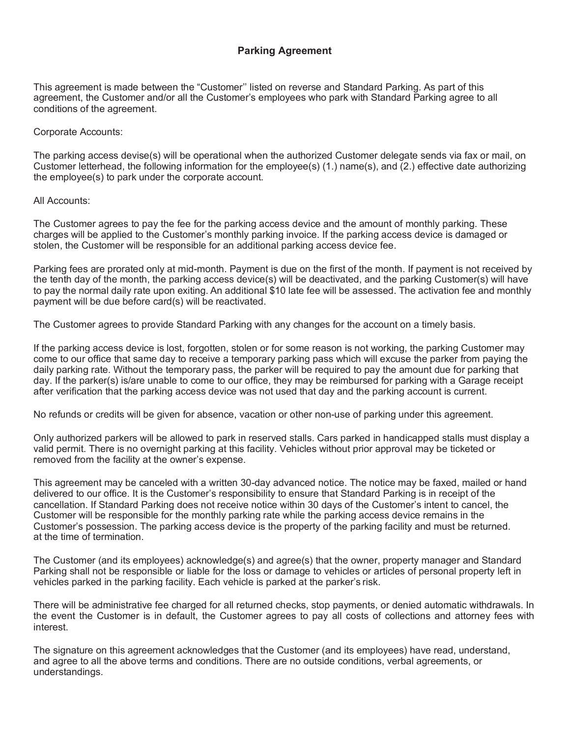# Parking Agreement

This agreement is made between the "Customer'' listed on reverse and Standard Parking. As part of this agreement, the Customer and/or all the Customer's employees who park with Standard Parking agree to all conditions of the agreement.

Corporate Accounts:

The parking access devise(s) will be operational when the authorized Customer delegate sends via fax or mail, on Customer letterhead, the following information for the employee(s) (1.) name(s), and (2.) effective date authorizing the employee(s) to park under the corporate account.

All Accounts:

The Customer agrees to pay the fee for the parking access device and the amount of monthly parking. These charges will be applied to the Customer's monthly parking invoice. If the parking access device is damaged or stolen, the Customer will be responsible for an additional parking access device fee.

Parking fees are prorated only at mid-month. Payment is due on the first of the month. If payment is not received by the tenth day of the month, the parking access device(s) will be deactivated, and the parking Customer(s) will have to pay the normal daily rate upon exiting. An additional $10 late fee will be assessed. The activation fee and monthly payment will be due before card(s) will be reactivated.

The Customer agrees to provide Standard Parking with any changes for the account on a timely basis.

If the parking access device is lost, forgotten, stolen or for some reason is not working, the parking Customer may come to our office that same day to receive a temporary parking pass which will excuse the parker from paying the daily parking rate. Without the temporary pass, the parker will be required to pay the amount due for parking that day. If the parker(s) is/are unable to come to our office, they may be reimbursed for parking with a Garage receipt after verification that the parking access device was not used that day and the parking account is current.

No refunds or credits will be given for absence, vacation or other non-use of parking under this agreement.

Only authorized parkers will be allowed to park in reserved stalls. Cars parked in handicapped stalls must display a valid permit. There is no overnight parking at this facility. Vehicles without prior approval may be ticketed or removed from the facility at the owner's expense.

This agreement may be canceled with a written 30-day advanced notice. The notice may be faxed, mailed or hand delivered to our office. It is the Customer's responsibility to ensure that Standard Parking is in receipt of the cancellation. If Standard Parking does not receive notice within 30 days of the Customer's intent to cancel, the Customer will be responsible for the monthly parking rate while the parking access device remains in the Customer's possession. The parking access device is the property of the parking facility and must be returned. at the time of termination.

The Customer (and its employees) acknowledge(s) and agree(s) that the owner, property manager and Standard Parking shall not be responsible or liable for the loss or damage to vehicles or articles of personal property left in vehicles parked in the parking facility. Each vehicle is parked at the parker's risk.

There will be administrative fee charged for all returned checks, stop payments, or denied automatic withdrawals. In the event the Customer is in default, the Customer agrees to pay all costs of collections and attorney fees with interest.

The signature on this agreement acknowledges that the Customer (and its employees) have read, understand, and agree to all the above terms and conditions. There are no outside conditions, verbal agreements, or understandings.